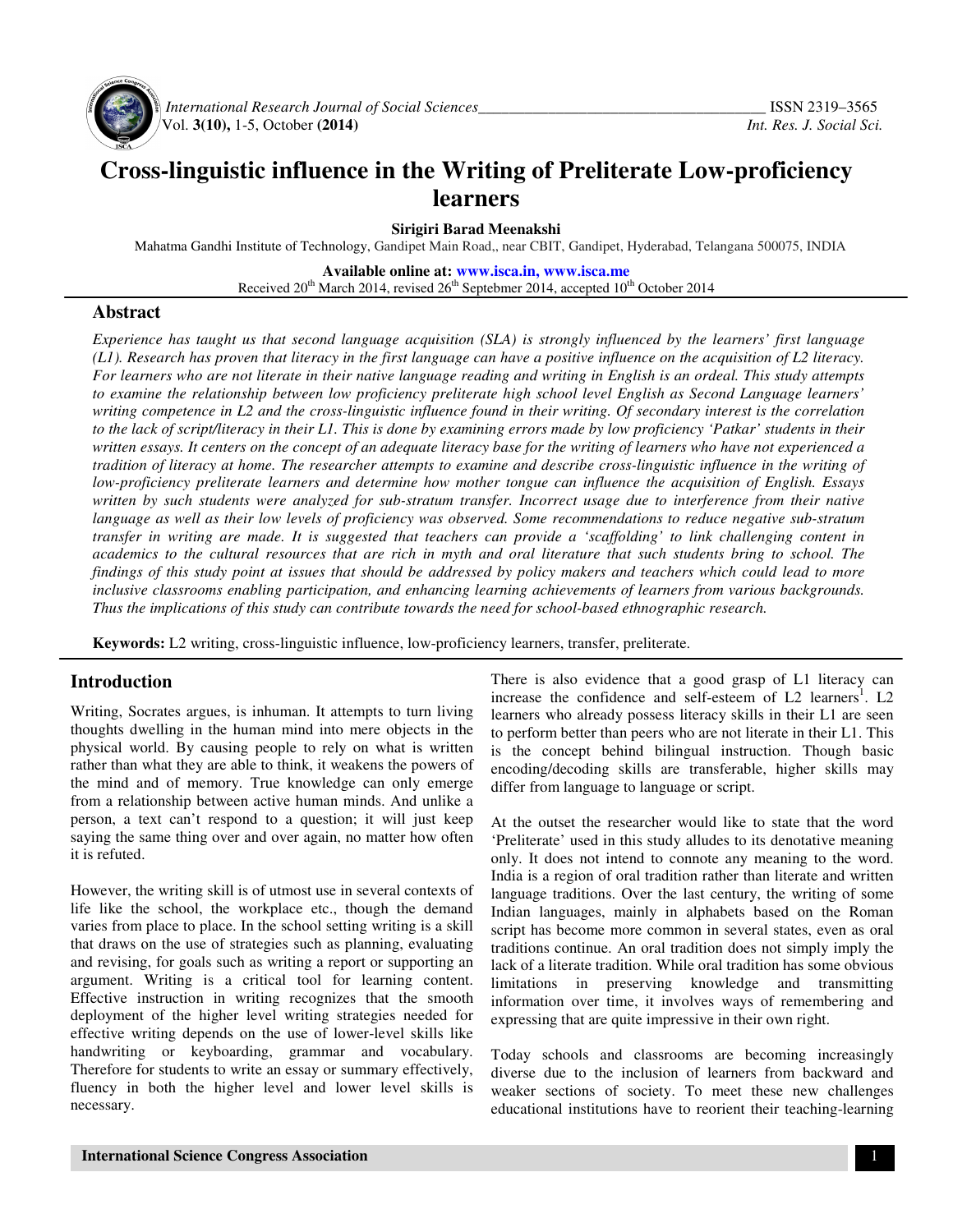# Cross-linguistic influence in the Writing of Preliterate Low-proficiency learners

**Sirigiri Barad Meenakshi**

Mahatma Gandhi Institute of Technology, Gandipet Main Road,, near CBIT, Gandipet, Hyderabad, Telangana 500075, INDIA

**Available online at: www.isca.in, www.isca.me**

Received 20th March 2014, revised 26th Septebmer 2014, accepted 10th October 2014

## Abstract

*Experience has taught us that second language acquisition (SLA) is strongly influenced by the learners' first language (L1). Research has proven that literacy in the first language can have a positive influence on the acquisition of L2 literacy. For learners who are not literate in their native language reading and writing in English is an ordeal. This study attempts to examine the relationship between low proficiency preliterate high school level English as Second Language learners' writing competence in L2 and the cross-linguistic influence found in their writing. Of secondary interest is the correlation to the lack of script/literacy in their L1. This is done by examining errors made by low proficiency 'Patkar' students in their written essays. It centers on the concept of an adequate literacy base for the writing of learners who have not experienced a tradition of literacy at home. The researcher attempts to examine and describe cross-linguistic influence in the writing of low-proficiency preliterate learners and determine how mother tongue can influence the acquisition of English. Essays written by such students were analyzed for sub-stratum transfer. Incorrect usage due to interference from their native language as well as their low levels of proficiency was observed. Some recommendations to reduce negative sub-stratum transfer in writing are made. It is suggested that teachers can provide a 'scaffolding' to link challenging content in academics to the cultural resources that are rich in myth and oral literature that such students bring to school. The findings of this study point at issues that should be addressed by policy makers and teachers which could lead to more inclusive classrooms enabling participation, and enhancing learning achievements of learners from various backgrounds. Thus the implications of this study can contribute towards the need for school-based ethnographic research.*

**Keywords:** L2 writing, cross-linguistic influence, low-proficiency learners, transfer, preliterate.

## Introduction

Writing, Socrates argues, is inhuman. It attempts to turn living thoughts dwelling in the human mind into mere objects in the physical world. By causing people to rely on what is written rather than what they are able to think, it weakens the powers of the mind and of memory. True knowledge can only emerge from a relationship between active human minds. And unlike a person, a text can't respond to a question; it will just keep saying the same thing over and over again, no matter how often it is refuted.

However, the writing skill is of utmost use in several contexts of life like the school, the workplace etc., though the demand varies from place to place. In the school setting writing is a skill that draws on the use of strategies such as planning, evaluating and revising, for goals such as writing a report or supporting an argument. Writing is a critical tool for learning content. Effective instruction in writing recognizes that the smooth deployment of the higher level writing strategies needed for effective writing depends on the use of lower-level skills like handwriting or keyboarding, grammar and vocabulary. Therefore for students to write an essay or summary effectively, fluency in both the higher level and lower level skills is necessary.

There is also evidence that a good grasp of L1 literacy can increase the confidence and self-esteem of L2 learners[1]. L2 learners who already possess literacy skills in their L1 are seen to perform better than peers who are not literate in their L1. This is the concept behind bilingual instruction. Though basic encoding/decoding skills are transferable, higher skills may differ from language to language or script.

At the outset the researcher would like to state that the word 'Preliterate' used in this study alludes to its denotative meaning only. It does not intend to connote any meaning to the word. India is a region of oral tradition rather than literate and written language traditions. Over the last century, the writing of some Indian languages, mainly in alphabets based on the Roman script has become more common in several states, even as oral traditions continue. An oral tradition does not simply imply the lack of a literate tradition. While oral tradition has some obvious limitations in preserving knowledge and transmitting information over time, it involves ways of remembering and expressing that are quite impressive in their own right.

Today schools and classrooms are becoming increasingly diverse due to the inclusion of learners from backward and weaker sections of society. To meet these new challenges educational institutions have to reorient their teaching-learning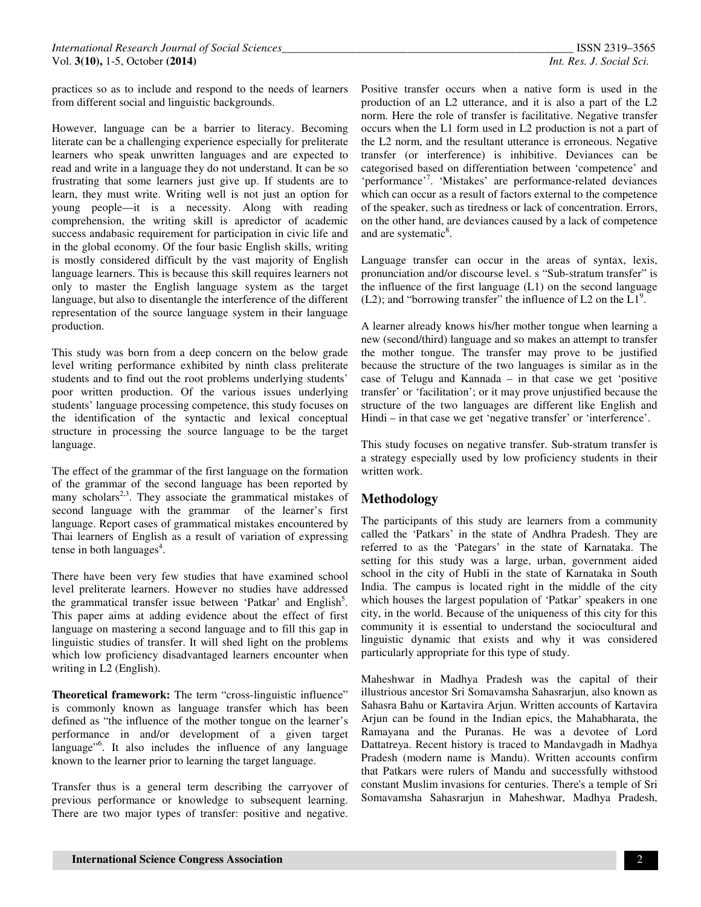practices so as to include and respond to the needs of learners from different social and linguistic backgrounds.

However, language can be a barrier to literacy. Becoming literate can be a challenging experience especially for preliterate learners who speak unwritten languages and are expected to read and write in a language they do not understand. It can be so frustrating that some learners just give up. If students are to learn, they must write. Writing well is not just an option for young people—it is a necessity. Along with reading comprehension, the writing skill is apredictor of academic success andabasic requirement for participation in civic life and in the global economy. Of the four basic English skills, writing is mostly considered difficult by the vast majority of English language learners. This is because this skill requires learners not only to master the English language system as the target language, but also to disentangle the interference of the different representation of the source language system in their language production.

This study was born from a deep concern on the below grade level writing performance exhibited by ninth class preliterate students and to find out the root problems underlying students' poor written production. Of the various issues underlying students' language processing competence, this study focuses on the identification of the syntactic and lexical conceptual structure in processing the source language to be the target language.

The effect of the grammar of the first language on the formation of the grammar of the second language has been reported by many scholars[2,3]. They associate the grammatical mistakes of second language with the grammar of the learner's first language. Report cases of grammatical mistakes encountered by Thai learners of English as a result of variation of expressing tense in both languages[4].

There have been very few studies that have examined school level preliterate learners. However no studies have addressed the grammatical transfer issue between 'Patkar' and English[5]. This paper aims at adding evidence about the effect of first language on mastering a second language and to fill this gap in linguistic studies of transfer. It will shed light on the problems which low proficiency disadvantaged learners encounter when writing in L2 (English).

**Theoretical framework:** The term "cross-linguistic influence" is commonly known as language transfer which has been defined as "the influence of the mother tongue on the learner's performance in and/or development of a given target language"[6]. It also includes the influence of any language known to the learner prior to learning the target language.

Transfer thus is a general term describing the carryover of previous performance or knowledge to subsequent learning. There are two major types of transfer: positive and negative. Positive transfer occurs when a native form is used in the production of an L2 utterance, and it is also a part of the L2 norm. Here the role of transfer is facilitative. Negative transfer occurs when the L1 form used in L2 production is not a part of the L2 norm, and the resultant utterance is erroneous. Negative transfer (or interference) is inhibitive. Deviances can be categorised based on differentiation between 'competence' and 'performance'[7]. 'Mistakes' are performance-related deviances which can occur as a result of factors external to the competence of the speaker, such as tiredness or lack of concentration. Errors, on the other hand, are deviances caused by a lack of competence and are systematic[8].

Language transfer can occur in the areas of syntax, lexis, pronunciation and/or discourse level. s "Sub-stratum transfer" is the influence of the first language (L1) on the second language (L2); and "borrowing transfer" the influence of L2 on the L1[9].

A learner already knows his/her mother tongue when learning a new (second/third) language and so makes an attempt to transfer the mother tongue. The transfer may prove to be justified because the structure of the two languages is similar as in the case of Telugu and Kannada – in that case we get 'positive transfer' or 'facilitation'; or it may prove unjustified because the structure of the two languages are different like English and Hindi – in that case we get 'negative transfer' or 'interference'.

This study focuses on negative transfer. Sub-stratum transfer is a strategy especially used by low proficiency students in their written work.

## Methodology

The participants of this study are learners from a community called the 'Patkars' in the state of Andhra Pradesh. They are referred to as the 'Pategars' in the state of Karnataka. The setting for this study was a large, urban, government aided school in the city of Hubli in the state of Karnataka in South India. The campus is located right in the middle of the city which houses the largest population of 'Patkar' speakers in one city, in the world. Because of the uniqueness of this city for this community it is essential to understand the sociocultural and linguistic dynamic that exists and why it was considered particularly appropriate for this type of study.

Maheshwar in Madhya Pradesh was the capital of their illustrious ancestor Sri Somavamsha Sahasrarjun, also known as Sahasra Bahu or Kartavira Arjun. Written accounts of Kartavira Arjun can be found in the Indian epics, the Mahabharata, the Ramayana and the Puranas. He was a devotee of Lord Dattatreya. Recent history is traced to Mandavgadh in Madhya Pradesh (modern name is Mandu). Written accounts confirm that Patkars were rulers of Mandu and successfully withstood constant Muslim invasions for centuries. There's a temple of Sri Somavamsha Sahasrarjun in Maheshwar, Madhya Pradesh,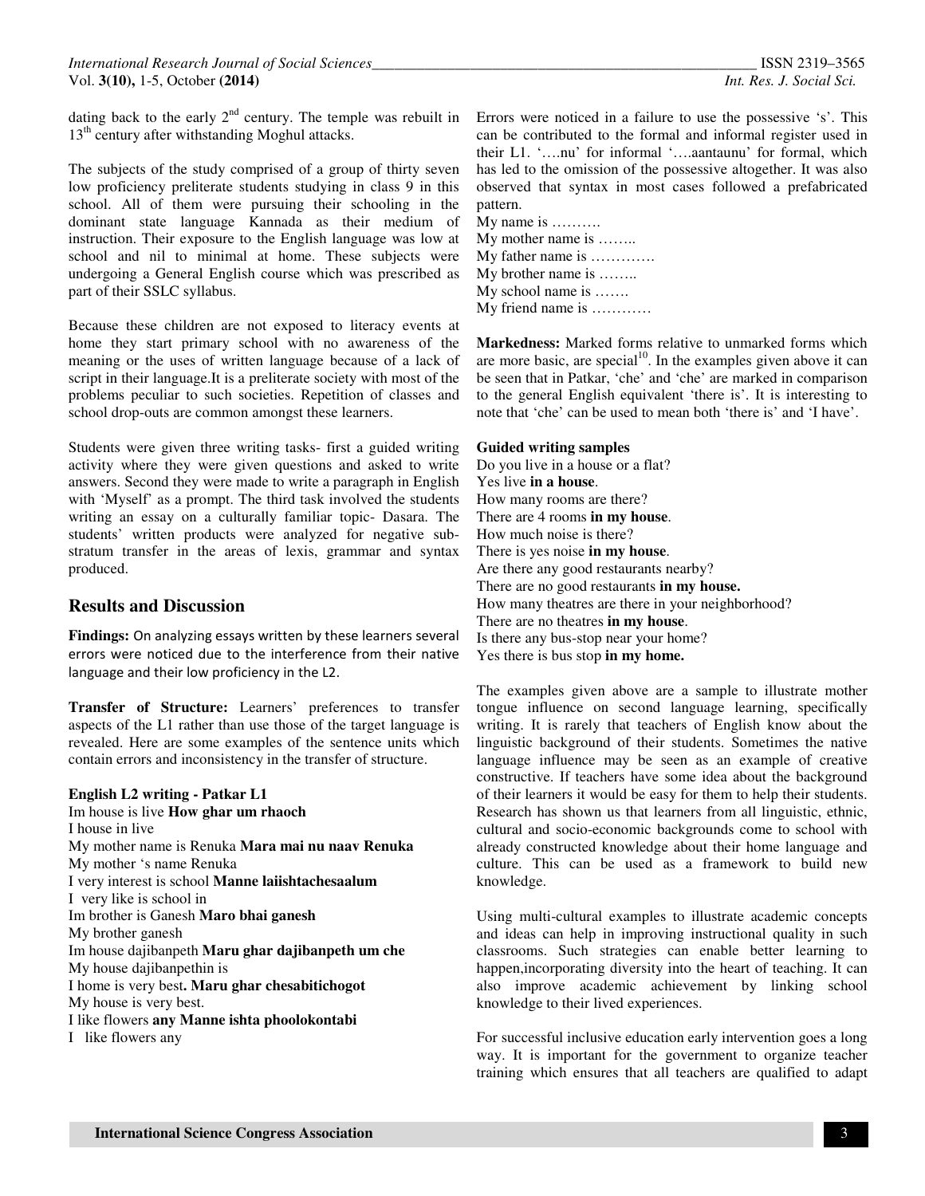dating back to the early 2nd century. The temple was rebuilt in 13th century after withstanding Moghul attacks.

The subjects of the study comprised of a group of thirty seven low proficiency preliterate students studying in class 9 in this school. All of them were pursuing their schooling in the dominant state language Kannada as their medium of instruction. Their exposure to the English language was low at school and nil to minimal at home. These subjects were undergoing a General English course which was prescribed as part of their SSLC syllabus.

Because these children are not exposed to literacy events at home they start primary school with no awareness of the meaning or the uses of written language because of a lack of script in their language.It is a preliterate society with most of the problems peculiar to such societies. Repetition of classes and school drop-outs are common amongst these learners.

Students were given three writing tasks- first a guided writing activity where they were given questions and asked to write answers. Second they were made to write a paragraph in English with 'Myself' as a prompt. The third task involved the students writing an essay on a culturally familiar topic- Dasara. The students' written products were analyzed for negative sub-stratum transfer in the areas of lexis, grammar and syntax produced.

## Results and Discussion

**Findings:** On analyzing essays written by these learners several errors were noticed due to the interference from their native language and their low proficiency in the L2.

**Transfer of Structure:** Learners' preferences to transfer aspects of the L1 rather than use those of the target language is revealed. Here are some examples of the sentence units which contain errors and inconsistency in the transfer of structure.

**English L2 writing - Patkar L1**

Im house is live **How ghar um rhaoch**
I house in live
My mother name is Renuka **Mara mai nu naav Renuka**
My mother 's name Renuka
I very interest is school **Manne laiishtachesaalum**
I very like is school in
Im brother is Ganesh **Maro bhai ganesh**
My brother ganesh
Im house dajibanpeth **Maru ghar dajibanpeth um che**
My house dajibanpethin is
I home is very best**. Maru ghar chesabitichogot**
My house is very best.
I like flowers **any Manne ishta phoolokontabi**
I like flowers any

Errors were noticed in a failure to use the possessive 's'. This can be contributed to the formal and informal register used in their L1. '….nu' for informal '….aantaunu' for formal, which has led to the omission of the possessive altogether. It was also observed that syntax in most cases followed a prefabricated pattern.

My name is ……….
My mother name is ……..
My father name is ………….
My brother name is ……..
My school name is …….
My friend name is …………

**Markedness:** Marked forms relative to unmarked forms which are more basic, are special[10]. In the examples given above it can be seen that in Patkar, 'che' and 'che' are marked in comparison to the general English equivalent 'there is'. It is interesting to note that 'che' can be used to mean both 'there is' and 'I have'.

**Guided writing samples**

Do you live in a house or a flat?
Yes live **in a house**.
How many rooms are there?
There are 4 rooms **in my house**.
How much noise is there?
There is yes noise **in my house**.
Are there any good restaurants nearby?
There are no good restaurants **in my house.**
How many theatres are there in your neighborhood?
There are no theatres **in my house**.
Is there any bus-stop near your home?
Yes there is bus stop **in my home.**

The examples given above are a sample to illustrate mother tongue influence on second language learning, specifically writing. It is rarely that teachers of English know about the linguistic background of their students. Sometimes the native language influence may be seen as an example of creative constructive. If teachers have some idea about the background of their learners it would be easy for them to help their students. Research has shown us that learners from all linguistic, ethnic, cultural and socio-economic backgrounds come to school with already constructed knowledge about their home language and culture. This can be used as a framework to build new knowledge.

Using multi-cultural examples to illustrate academic concepts and ideas can help in improving instructional quality in such classrooms. Such strategies can enable better learning to happen,incorporating diversity into the heart of teaching. It can also improve academic achievement by linking school knowledge to their lived experiences.

For successful inclusive education early intervention goes a long way. It is important for the government to organize teacher training which ensures that all teachers are qualified to adapt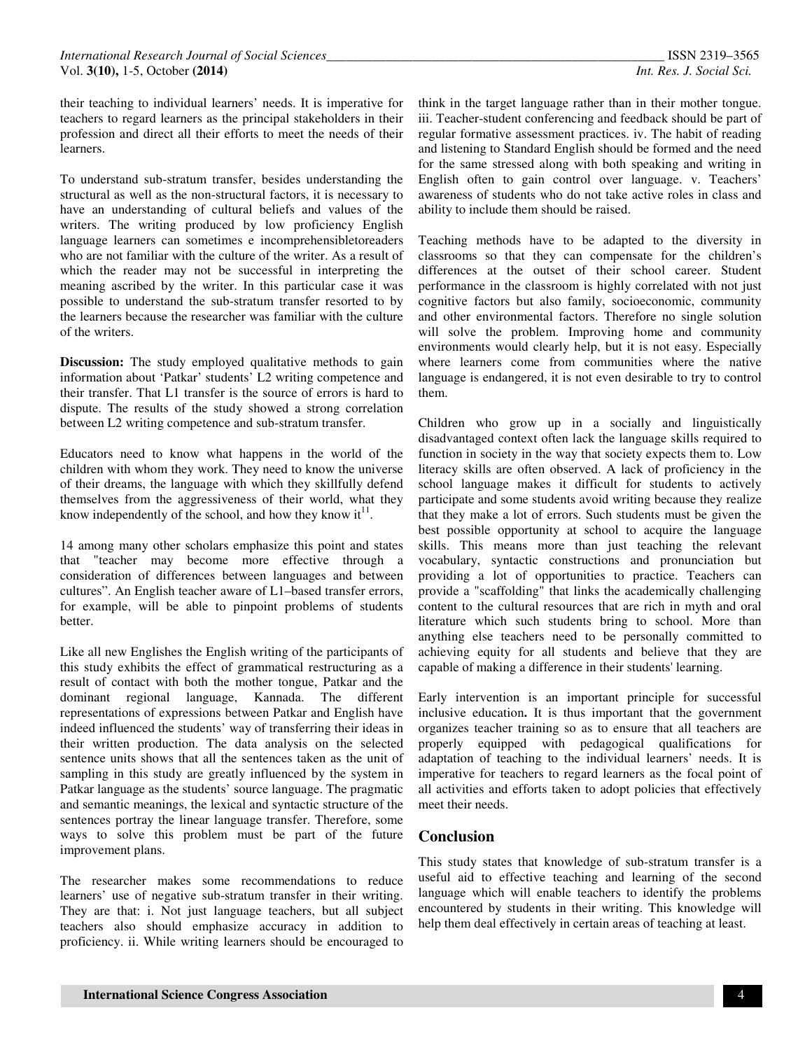their teaching to individual learners' needs. It is imperative for teachers to regard learners as the principal stakeholders in their profession and direct all their efforts to meet the needs of their learners.

To understand sub-stratum transfer, besides understanding the structural as well as the non-structural factors, it is necessary to have an understanding of cultural beliefs and values of the writers. The writing produced by low proficiency English language learners can sometimes e incomprehensibletoreaders who are not familiar with the culture of the writer. As a result of which the reader may not be successful in interpreting the meaning ascribed by the writer. In this particular case it was possible to understand the sub-stratum transfer resorted to by the learners because the researcher was familiar with the culture of the writers.

**Discussion:** The study employed qualitative methods to gain information about 'Patkar' students' L2 writing competence and their transfer. That L1 transfer is the source of errors is hard to dispute. The results of the study showed a strong correlation between L2 writing competence and sub-stratum transfer.

Educators need to know what happens in the world of the children with whom they work. They need to know the universe of their dreams, the language with which they skillfully defend themselves from the aggressiveness of their world, what they know independently of the school, and how they know it[11].

14 among many other scholars emphasize this point and states that "teacher may become more effective through a consideration of differences between languages and between cultures". An English teacher aware of L1–based transfer errors, for example, will be able to pinpoint problems of students better.

Like all new Englishes the English writing of the participants of this study exhibits the effect of grammatical restructuring as a result of contact with both the mother tongue, Patkar and the dominant regional language, Kannada. The different representations of expressions between Patkar and English have indeed influenced the students' way of transferring their ideas in their written production. The data analysis on the selected sentence units shows that all the sentences taken as the unit of sampling in this study are greatly influenced by the system in Patkar language as the students' source language. The pragmatic and semantic meanings, the lexical and syntactic structure of the sentences portray the linear language transfer. Therefore, some ways to solve this problem must be part of the future improvement plans.

The researcher makes some recommendations to reduce learners' use of negative sub-stratum transfer in their writing. They are that: i. Not just language teachers, but all subject teachers also should emphasize accuracy in addition to proficiency. ii. While writing learners should be encouraged to think in the target language rather than in their mother tongue. iii. Teacher-student conferencing and feedback should be part of regular formative assessment practices. iv. The habit of reading and listening to Standard English should be formed and the need for the same stressed along with both speaking and writing in English often to gain control over language. v. Teachers' awareness of students who do not take active roles in class and ability to include them should be raised.

Teaching methods have to be adapted to the diversity in classrooms so that they can compensate for the children's differences at the outset of their school career. Student performance in the classroom is highly correlated with not just cognitive factors but also family, socioeconomic, community and other environmental factors. Therefore no single solution will solve the problem. Improving home and community environments would clearly help, but it is not easy. Especially where learners come from communities where the native language is endangered, it is not even desirable to try to control them.

Children who grow up in a socially and linguistically disadvantaged context often lack the language skills required to function in society in the way that society expects them to. Low literacy skills are often observed. A lack of proficiency in the school language makes it difficult for students to actively participate and some students avoid writing because they realize that they make a lot of errors. Such students must be given the best possible opportunity at school to acquire the language skills. This means more than just teaching the relevant vocabulary, syntactic constructions and pronunciation but providing a lot of opportunities to practice. Teachers can provide a "scaffolding" that links the academically challenging content to the cultural resources that are rich in myth and oral literature which such students bring to school. More than anything else teachers need to be personally committed to achieving equity for all students and believe that they are capable of making a difference in their students' learning.

Early intervention is an important principle for successful inclusive education**.** It is thus important that the government organizes teacher training so as to ensure that all teachers are properly equipped with pedagogical qualifications for adaptation of teaching to the individual learners' needs. It is imperative for teachers to regard learners as the focal point of all activities and efforts taken to adopt policies that effectively meet their needs.

## Conclusion

This study states that knowledge of sub-stratum transfer is a useful aid to effective teaching and learning of the second language which will enable teachers to identify the problems encountered by students in their writing. This knowledge will help them deal effectively in certain areas of teaching at least.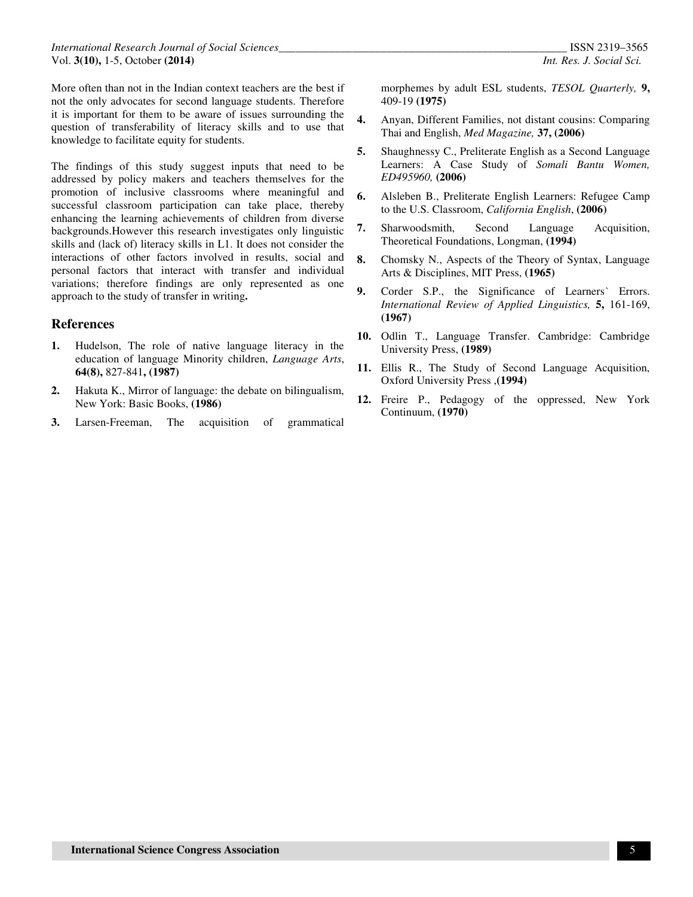More often than not in the Indian context teachers are the best if not the only advocates for second language students. Therefore it is important for them to be aware of issues surrounding the question of transferability of literacy skills and to use that knowledge to facilitate equity for students.

The findings of this study suggest inputs that need to be addressed by policy makers and teachers themselves for the promotion of inclusive classrooms where meaningful and successful classroom participation can take place, thereby enhancing the learning achievements of children from diverse backgrounds.However this research investigates only linguistic skills and (lack of) literacy skills in L1. It does not consider the interactions of other factors involved in results, social and personal factors that interact with transfer and individual variations; therefore findings are only represented as one approach to the study of transfer in writing**.**

## References

1. Hudelson, The role of native language literacy in the education of language Minority children, *Language Arts*, **64(8),** 827-841**, (1987)**
2. Hakuta K., Mirror of language: the debate on bilingualism, New York: Basic Books, **(1986)**
3. Larsen-Freeman, The acquisition of grammatical morphemes by adult ESL students, *TESOL Quarterly,* **9,** 409-19 **(1975)**
4. Anyan, Different Families, not distant cousins: Comparing Thai and English, *Med Magazine,* **37, (2006)**
5. Shaughnessy C., Preliterate English as a Second Language Learners: A Case Study of *Somali Bantu Women, ED495960,* **(2006)**
6. Alsleben B., Preliterate English Learners: Refugee Camp to the U.S. Classroom, *California English*, **(2006)**
7. Sharwoodsmith, Second Language Acquisition, Theoretical Foundations, Longman, **(1994)**
8. Chomsky N., Aspects of the Theory of Syntax, Language Arts & Disciplines, MIT Press, **(1965)**
9. Corder S.P., the Significance of Learners` Errors. *International Review of Applied Linguistics,* **5,** 161-169, **(1967)**
10. Odlin T., Language Transfer. Cambridge: Cambridge University Press, **(1989)**
11. Ellis R., The Study of Second Language Acquisition, Oxford University Press ,**(1994)**
12. Freire P., Pedagogy of the oppressed, New York Continuum, **(1970)**